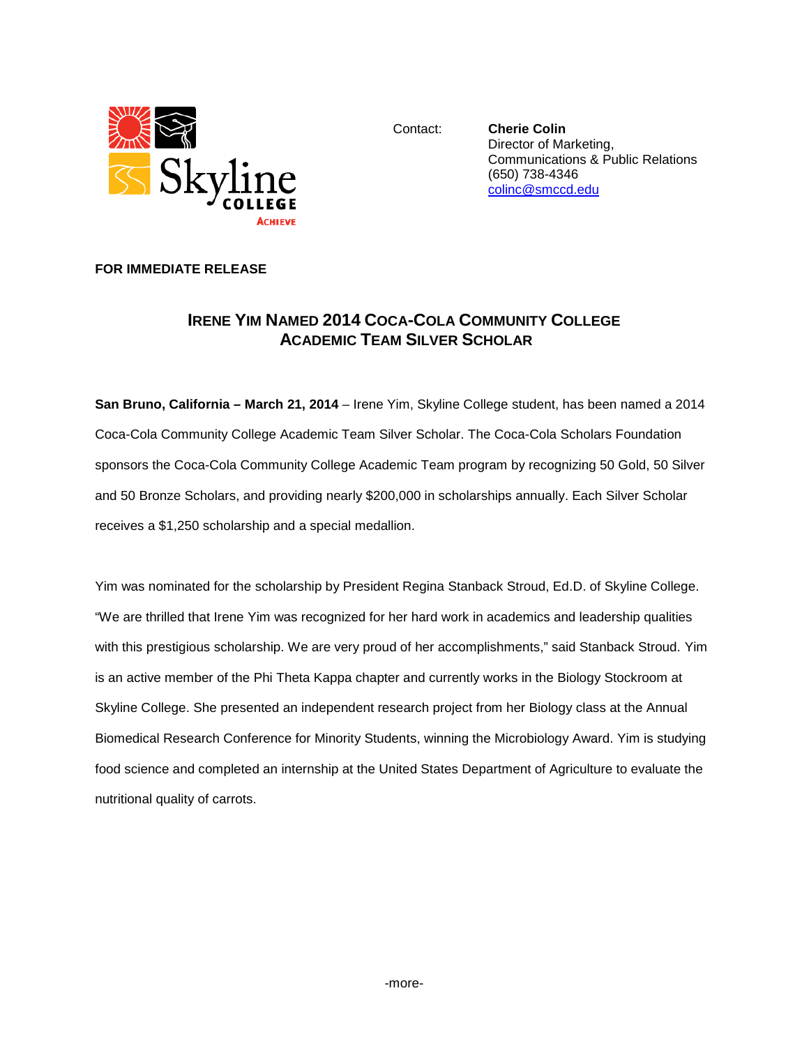Contact: **Cherie Colin**
Director of Marketing,
Communications & Public Relations
(650) 738-4346
colinc@smccd.edu

**FOR IMMEDIATE RELEASE**

# IRENE YIM NAMED 2014 COCA-COLA COMMUNITY COLLEGE ACADEMIC TEAM SILVER SCHOLAR

**San Bruno, California – March 21, 2014** – Irene Yim, Skyline College student, has been named a 2014 Coca-Cola Community College Academic Team Silver Scholar. The Coca-Cola Scholars Foundation sponsors the Coca-Cola Community College Academic Team program by recognizing 50 Gold, 50 Silver and 50 Bronze Scholars, and providing nearly $200,000 in scholarships annually. Each Silver Scholar receives a $1,250 scholarship and a special medallion.

Yim was nominated for the scholarship by President Regina Stanback Stroud, Ed.D. of Skyline College. "We are thrilled that Irene Yim was recognized for her hard work in academics and leadership qualities with this prestigious scholarship. We are very proud of her accomplishments," said Stanback Stroud. Yim is an active member of the Phi Theta Kappa chapter and currently works in the Biology Stockroom at Skyline College. She presented an independent research project from her Biology class at the Annual Biomedical Research Conference for Minority Students, winning the Microbiology Award. Yim is studying food science and completed an internship at the United States Department of Agriculture to evaluate the nutritional quality of carrots.

-more-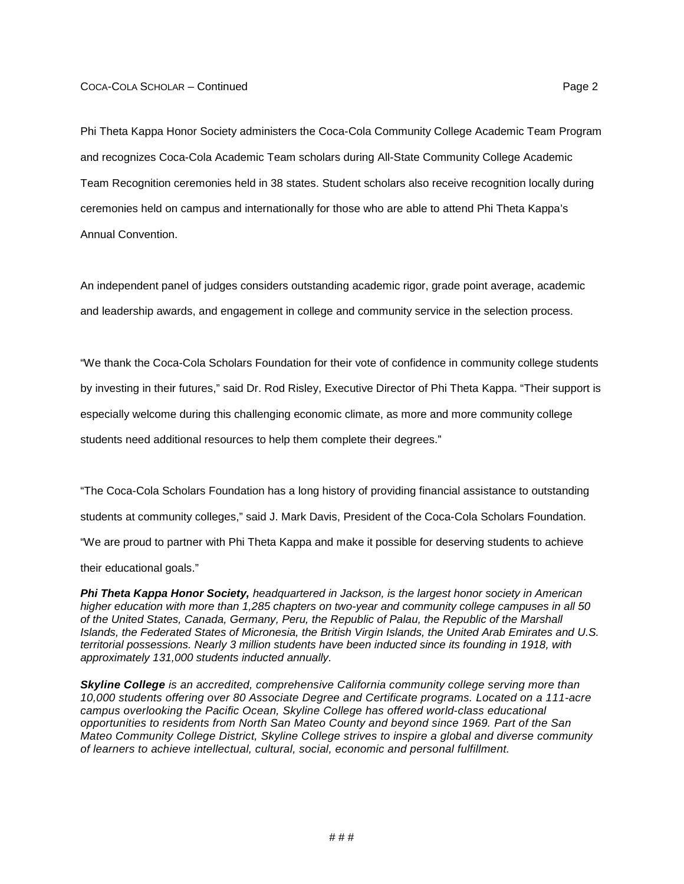Phi Theta Kappa Honor Society administers the Coca-Cola Community College Academic Team Program and recognizes Coca-Cola Academic Team scholars during All-State Community College Academic Team Recognition ceremonies held in 38 states. Student scholars also receive recognition locally during ceremonies held on campus and internationally for those who are able to attend Phi Theta Kappa's Annual Convention.

An independent panel of judges considers outstanding academic rigor, grade point average, academic and leadership awards, and engagement in college and community service in the selection process.

"We thank the Coca-Cola Scholars Foundation for their vote of confidence in community college students by investing in their futures," said Dr. Rod Risley, Executive Director of Phi Theta Kappa. "Their support is especially welcome during this challenging economic climate, as more and more community college students need additional resources to help them complete their degrees."

"The Coca-Cola Scholars Foundation has a long history of providing financial assistance to outstanding students at community colleges," said J. Mark Davis, President of the Coca-Cola Scholars Foundation. "We are proud to partner with Phi Theta Kappa and make it possible for deserving students to achieve their educational goals."

***Phi Theta Kappa Honor Society,*** *headquartered in Jackson, is the largest honor society in American higher education with more than 1,285 chapters on two-year and community college campuses in all 50 of the United States, Canada, Germany, Peru, the Republic of Palau, the Republic of the Marshall Islands, the Federated States of Micronesia, the British Virgin Islands, the United Arab Emirates and U.S. territorial possessions. Nearly 3 million students have been inducted since its founding in 1918, with approximately 131,000 students inducted annually.*

***Skyline College*** *is an accredited, comprehensive California community college serving more than 10,000 students offering over 80 Associate Degree and Certificate programs. Located on a 111-acre campus overlooking the Pacific Ocean, Skyline College has offered world-class educational opportunities to residents from North San Mateo County and beyond since 1969. Part of the San Mateo Community College District, Skyline College strives to inspire a global and diverse community of learners to achieve intellectual, cultural, social, economic and personal fulfillment.*

# # #